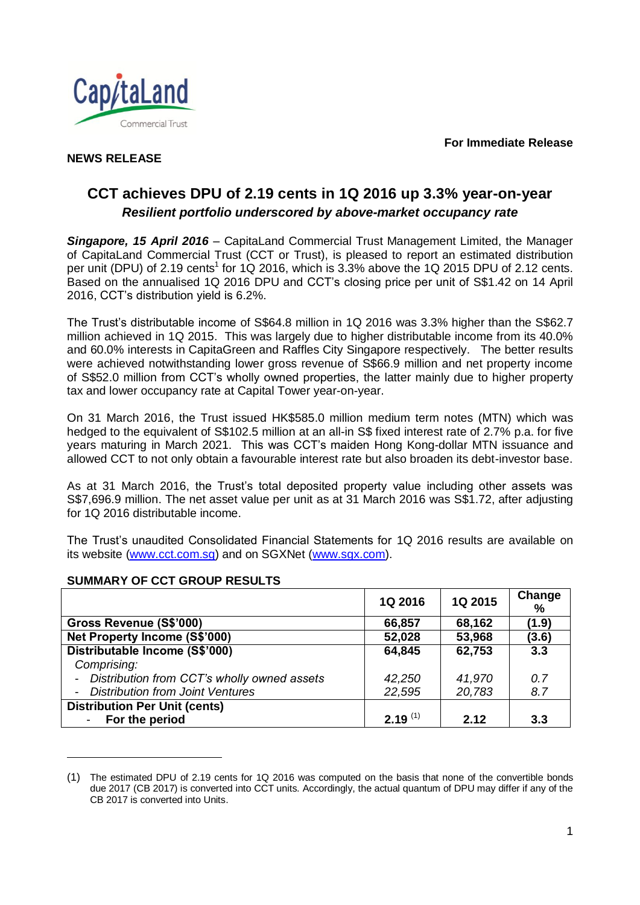**For Immediate Release**

**NEWS RELEASE**

# CCT achieves DPU of 2.19 cents in 1Q 2016 up 3.3% year-on-year

### *Resilient portfolio underscored by above-market occupancy rate*

***Singapore, 15 April 2016*** – CapitaLand Commercial Trust Management Limited, the Manager of CapitaLand Commercial Trust (CCT or Trust), is pleased to report an estimated distribution per unit (DPU) of 2.19 cents[1] for 1Q 2016, which is 3.3% above the 1Q 2015 DPU of 2.12 cents. Based on the annualised 1Q 2016 DPU and CCT's closing price per unit of S$1.42 on 14 April 2016, CCT's distribution yield is 6.2%.

The Trust's distributable income of S$64.8 million in 1Q 2016 was 3.3% higher than the S$62.7 million achieved in 1Q 2015. This was largely due to higher distributable income from its 40.0% and 60.0% interests in CapitaGreen and Raffles City Singapore respectively. The better results were achieved notwithstanding lower gross revenue of S$66.9 million and net property income of S$52.0 million from CCT's wholly owned properties, the latter mainly due to higher property tax and lower occupancy rate at Capital Tower year-on-year.

On 31 March 2016, the Trust issued HK$585.0 million medium term notes (MTN) which was hedged to the equivalent of S$102.5 million at an all-in S$ fixed interest rate of 2.7% p.a. for five years maturing in March 2021. This was CCT's maiden Hong Kong-dollar MTN issuance and allowed CCT to not only obtain a favourable interest rate but also broaden its debt-investor base.

As at 31 March 2016, the Trust's total deposited property value including other assets was S$7,696.9 million. The net asset value per unit as at 31 March 2016 was S$1.72, after adjusting for 1Q 2016 distributable income.

The Trust's unaudited Consolidated Financial Statements for 1Q 2016 results are available on its website (www.cct.com.sg) and on SGXNet (www.sgx.com).

**SUMMARY OF CCT GROUP RESULTS**

| | 1Q 2016 | 1Q 2015 | Change % |
|---|---|---|---|
| **Gross Revenue (S$'000)** | **66,857** | **68,162** | **(1.9)** |
| **Net Property Income (S$'000)** | **52,028** | **53,968** | **(3.6)** |
| **Distributable Income (S$'000)** | **64,845** | **62,753** | **3.3** |
| *Comprising:* | | | |
| *- Distribution from CCT's wholly owned assets* | *42,250* | *41,970* | *0.7* |
| *- Distribution from Joint Ventures* | *22,595* | *20,783* | *8.7* |
| **Distribution Per Unit (cents)** | | | |
| **- For the period** | **2.19** (1) | **2.12** | **3.3** |

(1) The estimated DPU of 2.19 cents for 1Q 2016 was computed on the basis that none of the convertible bonds due 2017 (CB 2017) is converted into CCT units. Accordingly, the actual quantum of DPU may differ if any of the CB 2017 is converted into Units.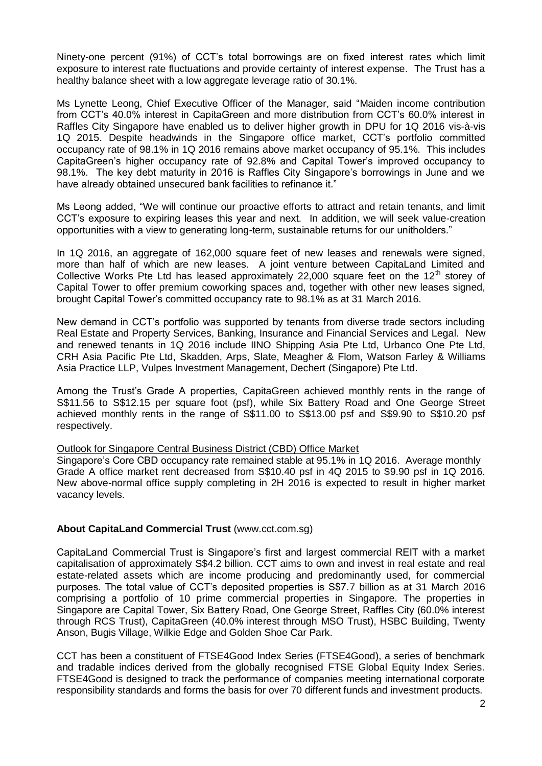Ninety-one percent (91%) of CCT's total borrowings are on fixed interest rates which limit exposure to interest rate fluctuations and provide certainty of interest expense. The Trust has a healthy balance sheet with a low aggregate leverage ratio of 30.1%.

Ms Lynette Leong, Chief Executive Officer of the Manager, said "Maiden income contribution from CCT's 40.0% interest in CapitaGreen and more distribution from CCT's 60.0% interest in Raffles City Singapore have enabled us to deliver higher growth in DPU for 1Q 2016 vis-à-vis 1Q 2015. Despite headwinds in the Singapore office market, CCT's portfolio committed occupancy rate of 98.1% in 1Q 2016 remains above market occupancy of 95.1%. This includes CapitaGreen's higher occupancy rate of 92.8% and Capital Tower's improved occupancy to 98.1%. The key debt maturity in 2016 is Raffles City Singapore's borrowings in June and we have already obtained unsecured bank facilities to refinance it."

Ms Leong added, "We will continue our proactive efforts to attract and retain tenants, and limit CCT's exposure to expiring leases this year and next. In addition, we will seek value-creation opportunities with a view to generating long-term, sustainable returns for our unitholders."

In 1Q 2016, an aggregate of 162,000 square feet of new leases and renewals were signed, more than half of which are new leases. A joint venture between CapitaLand Limited and Collective Works Pte Ltd has leased approximately 22,000 square feet on the 12th storey of Capital Tower to offer premium coworking spaces and, together with other new leases signed, brought Capital Tower's committed occupancy rate to 98.1% as at 31 March 2016.

New demand in CCT's portfolio was supported by tenants from diverse trade sectors including Real Estate and Property Services, Banking, Insurance and Financial Services and Legal. New and renewed tenants in 1Q 2016 include IINO Shipping Asia Pte Ltd, Urbanco One Pte Ltd, CRH Asia Pacific Pte Ltd, Skadden, Arps, Slate, Meagher & Flom, Watson Farley & Williams Asia Practice LLP, Vulpes Investment Management, Dechert (Singapore) Pte Ltd.

Among the Trust's Grade A properties, CapitaGreen achieved monthly rents in the range of S$11.56 to S$12.15 per square foot (psf), while Six Battery Road and One George Street achieved monthly rents in the range of S$11.00 to S$13.00 psf and S$9.90 to S$10.20 psf respectively.

Outlook for Singapore Central Business District (CBD) Office Market

Singapore's Core CBD occupancy rate remained stable at 95.1% in 1Q 2016. Average monthly Grade A office market rent decreased from S$10.40 psf in 4Q 2015 to $9.90 psf in 1Q 2016. New above-normal office supply completing in 2H 2016 is expected to result in higher market vacancy levels.

**About CapitaLand Commercial Trust** (www.cct.com.sg)

CapitaLand Commercial Trust is Singapore's first and largest commercial REIT with a market capitalisation of approximately S$4.2 billion. CCT aims to own and invest in real estate and real estate-related assets which are income producing and predominantly used, for commercial purposes. The total value of CCT's deposited properties is S$7.7 billion as at 31 March 2016 comprising a portfolio of 10 prime commercial properties in Singapore. The properties in Singapore are Capital Tower, Six Battery Road, One George Street, Raffles City (60.0% interest through RCS Trust), CapitaGreen (40.0% interest through MSO Trust), HSBC Building, Twenty Anson, Bugis Village, Wilkie Edge and Golden Shoe Car Park.

CCT has been a constituent of FTSE4Good Index Series (FTSE4Good), a series of benchmark and tradable indices derived from the globally recognised FTSE Global Equity Index Series. FTSE4Good is designed to track the performance of companies meeting international corporate responsibility standards and forms the basis for over 70 different funds and investment products.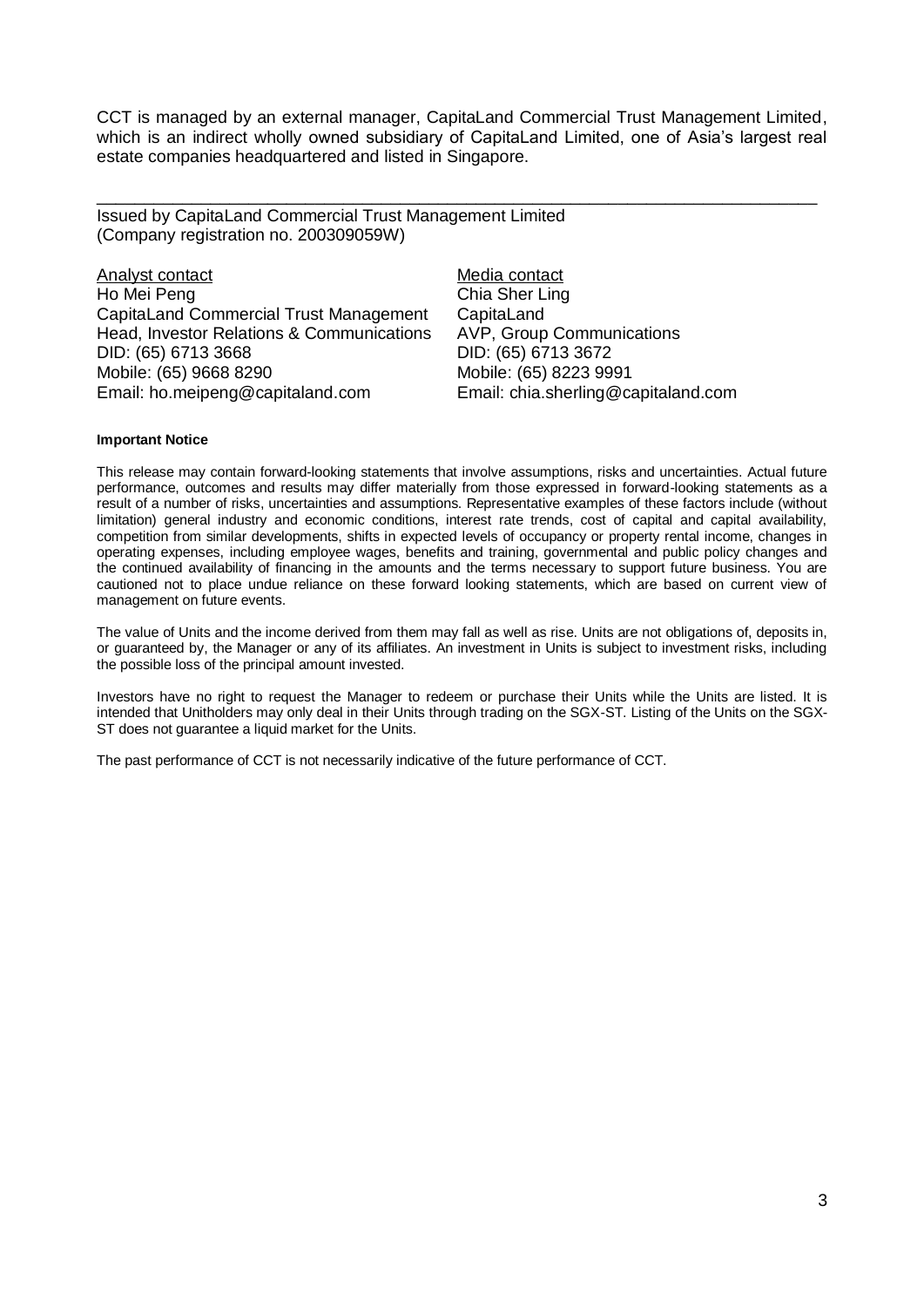CCT is managed by an external manager, CapitaLand Commercial Trust Management Limited, which is an indirect wholly owned subsidiary of CapitaLand Limited, one of Asia's largest real estate companies headquartered and listed in Singapore.

---

Issued by CapitaLand Commercial Trust Management Limited
(Company registration no. 200309059W)

Analyst contact
Ho Mei Peng
CapitaLand Commercial Trust Management
Head, Investor Relations & Communications
DID: (65) 6713 3668
Mobile: (65) 9668 8290
Email: ho.meipeng@capitaland.com

Media contact
Chia Sher Ling
CapitaLand
AVP, Group Communications
DID: (65) 6713 3672
Mobile: (65) 8223 9991
Email: chia.sherling@capitaland.com

**Important Notice**

This release may contain forward-looking statements that involve assumptions, risks and uncertainties. Actual future performance, outcomes and results may differ materially from those expressed in forward-looking statements as a result of a number of risks, uncertainties and assumptions. Representative examples of these factors include (without limitation) general industry and economic conditions, interest rate trends, cost of capital and capital availability, competition from similar developments, shifts in expected levels of occupancy or property rental income, changes in operating expenses, including employee wages, benefits and training, governmental and public policy changes and the continued availability of financing in the amounts and the terms necessary to support future business. You are cautioned not to place undue reliance on these forward looking statements, which are based on current view of management on future events.

The value of Units and the income derived from them may fall as well as rise. Units are not obligations of, deposits in, or guaranteed by, the Manager or any of its affiliates. An investment in Units is subject to investment risks, including the possible loss of the principal amount invested.

Investors have no right to request the Manager to redeem or purchase their Units while the Units are listed. It is intended that Unitholders may only deal in their Units through trading on the SGX-ST. Listing of the Units on the SGX-ST does not guarantee a liquid market for the Units.

The past performance of CCT is not necessarily indicative of the future performance of CCT.